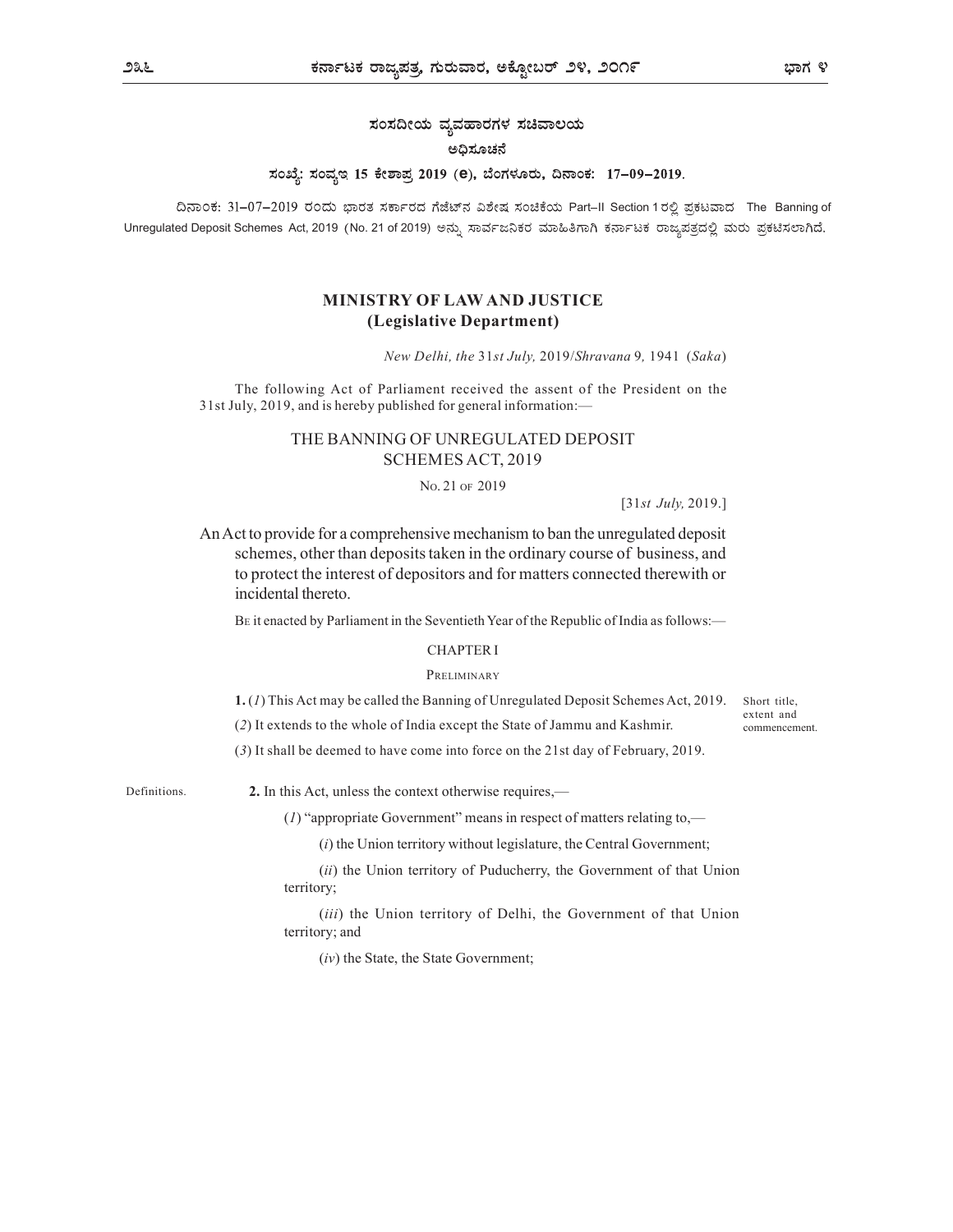ಸಂಸದೀಯ ವ್ಯವಹಾರಗಳ ಸಚಿವಾಲಯ

ಅಧಿಸೂಚನೆ

**ಸಂಖ್ಯೆ: ಸಂವ್ಯಇ 15 ಕೇಶಾಪ್ರ 2019 (ಅ), ಬೆಂಗಳೂರು, ದಿನಾಂಕ: 17–09–2019.**

ದಿನಾಂಕ: 31–07–2019 ರಂದು ಭಾರತ ಸರ್ಕಾರದ ಗೆಜೆಟ್‌ನ ವಿಶೇಷ ಸಂಚಿಕೆಯ Part–II Section 1 ರಲ್ಲಿ ಪ್ರಕಟವಾದ The Banning of Unregulated Deposit Schemes Act, 2019 (No. 21 of 2019) ಅನ್ನು ಸಾರ್ವಜನಿಕರ ಮಾಹಿತಿಗಾಗಿ ಕರ್ನಾಟಕ ರಾಜ್ಯಪತ್ರದಲ್ಲಿ ಮರು ಪ್ರಕಟಿಸಲಾಗಿದೆ.

## MINISTRY OF LAW AND JUSTICE
## (Legislative Department)

*New Delhi, the 31st July,* 2019/*Shravana* 9, 1941 (*Saka*)

The following Act of Parliament received the assent of the President on the 31st July, 2019, and is hereby published for general information:—

## THE BANNING OF UNREGULATED DEPOSIT SCHEMES ACT, 2019

NO. 21 OF 2019

[31*st July,* 2019.]

An Act to provide for a comprehensive mechanism to ban the unregulated deposit schemes, other than deposits taken in the ordinary course of business, and to protect the interest of depositors and for matters connected therewith or incidental thereto.

BE it enacted by Parliament in the Seventieth Year of the Republic of India as follows:—

### CHAPTER I

### PRELIMINARY

Short title, extent and commencement.

**1.** (*1*) This Act may be called the Banning of Unregulated Deposit Schemes Act, 2019.

(*2*) It extends to the whole of India except the State of Jammu and Kashmir.

(*3*) It shall be deemed to have come into force on the 21st day of February, 2019.

Definitions.

**2.** In this Act, unless the context otherwise requires,—

(*1*) "appropriate Government" means in respect of matters relating to,—

(*i*) the Union territory without legislature, the Central Government;

(*ii*) the Union territory of Puducherry, the Government of that Union territory;

(*iii*) the Union territory of Delhi, the Government of that Union territory; and

(*iv*) the State, the State Government;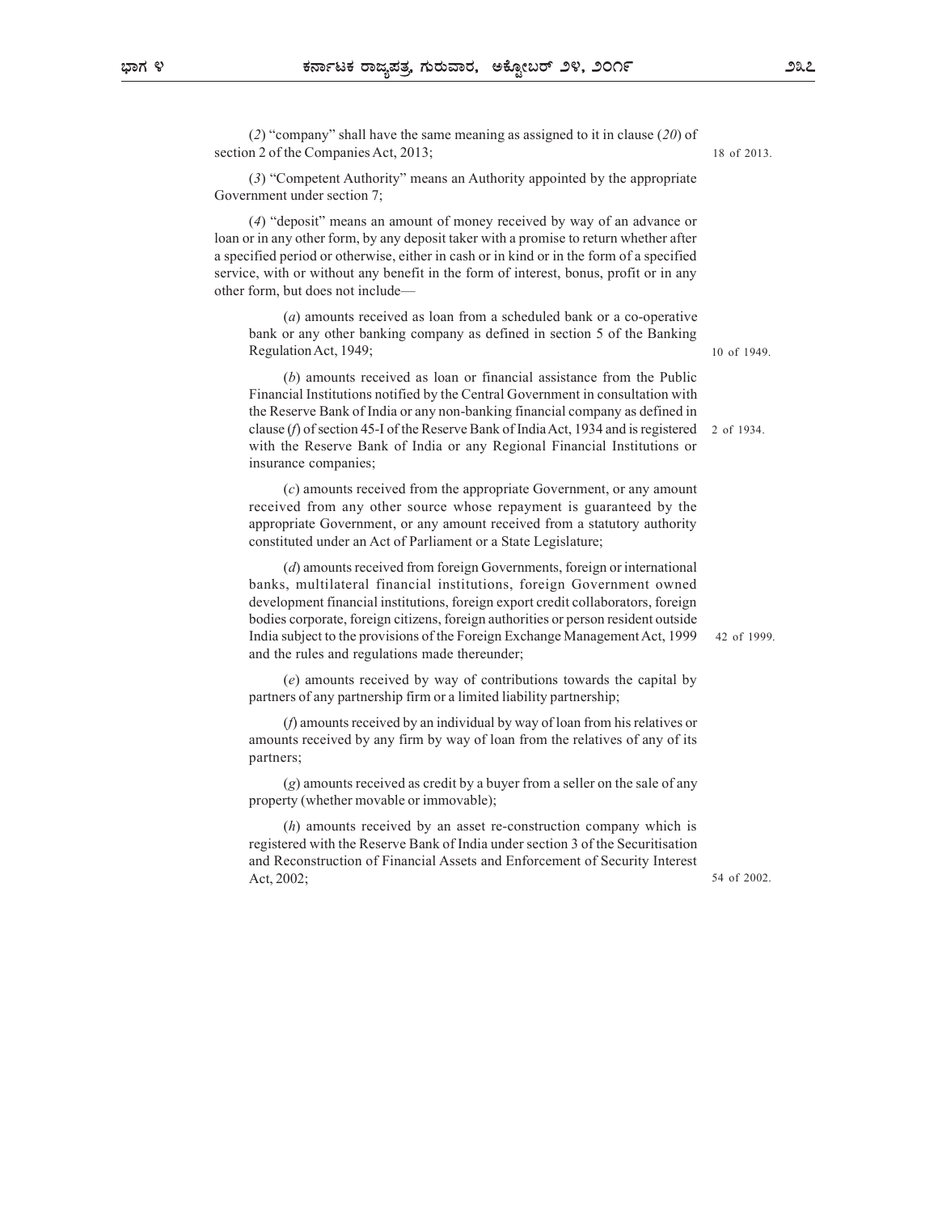(*2*) "company" shall have the same meaning as assigned to it in clause (*20*) of section 2 of the Companies Act, 2013; 18 of 2013.

(*3*) "Competent Authority" means an Authority appointed by the appropriate Government under section 7;

(*4*) "deposit" means an amount of money received by way of an advance or loan or in any other form, by any deposit taker with a promise to return whether after a specified period or otherwise, either in cash or in kind or in the form of a specified service, with or without any benefit in the form of interest, bonus, profit or in any other form, but does not include—

(*a*) amounts received as loan from a scheduled bank or a co-operative bank or any other banking company as defined in section 5 of the Banking Regulation Act, 1949; 10 of 1949.

(*b*) amounts received as loan or financial assistance from the Public Financial Institutions notified by the Central Government in consultation with the Reserve Bank of India or any non-banking financial company as defined in clause (*f*) of section 45-I of the Reserve Bank of India Act, 1934 and is registered with the Reserve Bank of India or any Regional Financial Institutions or insurance companies; 2 of 1934.

(*c*) amounts received from the appropriate Government, or any amount received from any other source whose repayment is guaranteed by the appropriate Government, or any amount received from a statutory authority constituted under an Act of Parliament or a State Legislature;

(*d*) amounts received from foreign Governments, foreign or international banks, multilateral financial institutions, foreign Government owned development financial institutions, foreign export credit collaborators, foreign bodies corporate, foreign citizens, foreign authorities or person resident outside India subject to the provisions of the Foreign Exchange Management Act, 1999 and the rules and regulations made thereunder; 42 of 1999.

(*e*) amounts received by way of contributions towards the capital by partners of any partnership firm or a limited liability partnership;

(*f*) amounts received by an individual by way of loan from his relatives or amounts received by any firm by way of loan from the relatives of any of its partners;

(*g*) amounts received as credit by a buyer from a seller on the sale of any property (whether movable or immovable);

(*h*) amounts received by an asset re-construction company which is registered with the Reserve Bank of India under section 3 of the Securitisation and Reconstruction of Financial Assets and Enforcement of Security Interest Act, 2002; 54 of 2002.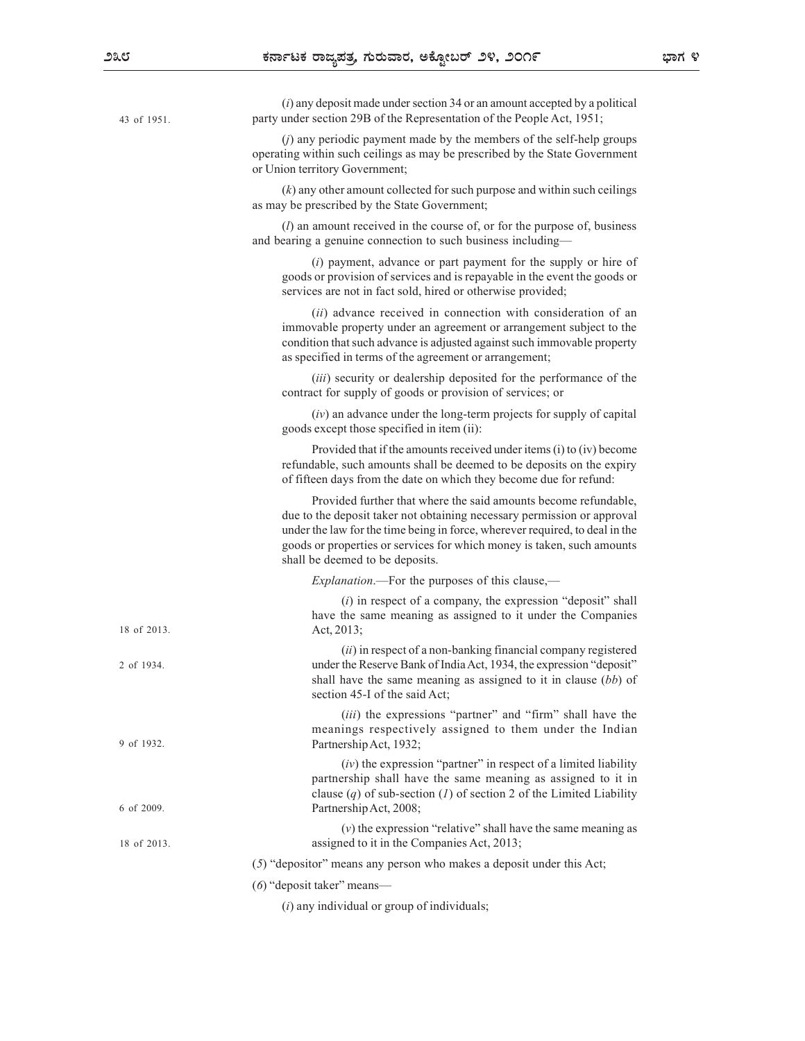(*i*) any deposit made under section 34 or an amount accepted by a political party under section 29B of the Representation of the People Act, 1951;

43 of 1951.

(*j*) any periodic payment made by the members of the self-help groups operating within such ceilings as may be prescribed by the State Government or Union territory Government;

(*k*) any other amount collected for such purpose and within such ceilings as may be prescribed by the State Government;

(*l*) an amount received in the course of, or for the purpose of, business and bearing a genuine connection to such business including—

(*i*) payment, advance or part payment for the supply or hire of goods or provision of services and is repayable in the event the goods or services are not in fact sold, hired or otherwise provided;

(*ii*) advance received in connection with consideration of an immovable property under an agreement or arrangement subject to the condition that such advance is adjusted against such immovable property as specified in terms of the agreement or arrangement;

(*iii*) security or dealership deposited for the performance of the contract for supply of goods or provision of services; or

(*iv*) an advance under the long-term projects for supply of capital goods except those specified in item (ii):

Provided that if the amounts received under items (i) to (iv) become refundable, such amounts shall be deemed to be deposits on the expiry of fifteen days from the date on which they become due for refund:

Provided further that where the said amounts become refundable, due to the deposit taker not obtaining necessary permission or approval under the law for the time being in force, wherever required, to deal in the goods or properties or services for which money is taken, such amounts shall be deemed to be deposits.

*Explanation*.—For the purposes of this clause,—

(*i*) in respect of a company, the expression "deposit" shall have the same meaning as assigned to it under the Companies Act, 2013;

18 of 2013.

(*ii*) in respect of a non-banking financial company registered under the Reserve Bank of India Act, 1934, the expression "deposit" shall have the same meaning as assigned to it in clause (*bb*) of section 45-I of the said Act;

2 of 1934.

(*iii*) the expressions "partner" and "firm" shall have the meanings respectively assigned to them under the Indian Partnership Act, 1932;

9 of 1932.

(*iv*) the expression "partner" in respect of a limited liability partnership shall have the same meaning as assigned to it in clause (*q*) of sub-section (*1*) of section 2 of the Limited Liability Partnership Act, 2008;

6 of 2009.

(*v*) the expression "relative" shall have the same meaning as assigned to it in the Companies Act, 2013;

18 of 2013.

(*5*) "depositor" means any person who makes a deposit under this Act;

(*6*) "deposit taker" means—

(*i*) any individual or group of individuals;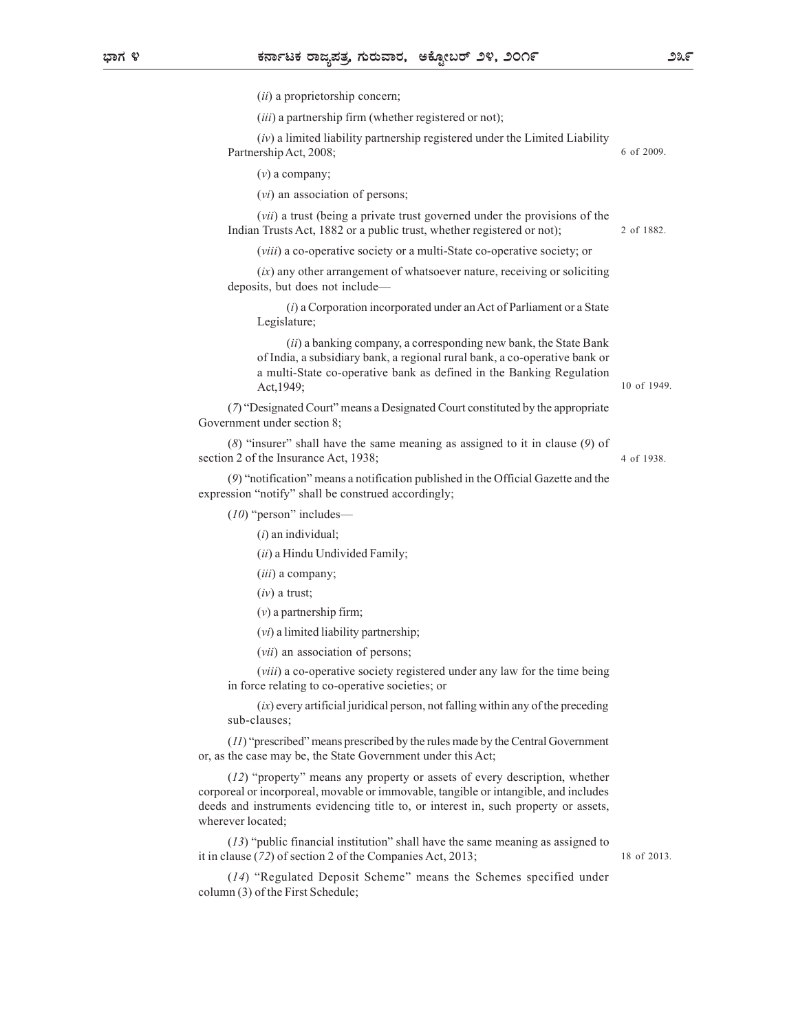(*ii*) a proprietorship concern;

(*iii*) a partnership firm (whether registered or not);

(*iv*) a limited liability partnership registered under the Limited Liability Partnership Act, 2008; 6 of 2009.

(*v*) a company;

(*vi*) an association of persons;

(*vii*) a trust (being a private trust governed under the provisions of the Indian Trusts Act, 1882 or a public trust, whether registered or not); 2 of 1882.

(*viii*) a co-operative society or a multi-State co-operative society; or

(*ix*) any other arrangement of whatsoever nature, receiving or soliciting deposits, but does not include—

(*i*) a Corporation incorporated under an Act of Parliament or a State Legislature;

(*ii*) a banking company, a corresponding new bank, the State Bank of India, a subsidiary bank, a regional rural bank, a co-operative bank or a multi-State co-operative bank as defined in the Banking Regulation Act,1949; 10 of 1949.

(*7*) "Designated Court" means a Designated Court constituted by the appropriate Government under section 8;

(*8*) "insurer" shall have the same meaning as assigned to it in clause (*9*) of section 2 of the Insurance Act, 1938; 4 of 1938.

(*9*) "notification" means a notification published in the Official Gazette and the expression "notify" shall be construed accordingly;

(*10*) "person" includes—

(*i*) an individual;

(*ii*) a Hindu Undivided Family;

(*iii*) a company;

(*iv*) a trust;

(*v*) a partnership firm;

(*vi*) a limited liability partnership;

(*vii*) an association of persons;

(*viii*) a co-operative society registered under any law for the time being in force relating to co-operative societies; or

(*ix*) every artificial juridical person, not falling within any of the preceding sub-clauses;

(*11*) "prescribed" means prescribed by the rules made by the Central Government or, as the case may be, the State Government under this Act;

(*12*) "property" means any property or assets of every description, whether corporeal or incorporeal, movable or immovable, tangible or intangible, and includes deeds and instruments evidencing title to, or interest in, such property or assets, wherever located;

(*13*) "public financial institution" shall have the same meaning as assigned to it in clause (*72*) of section 2 of the Companies Act, 2013; 18 of 2013.

(*14*) "Regulated Deposit Scheme" means the Schemes specified under column (3) of the First Schedule;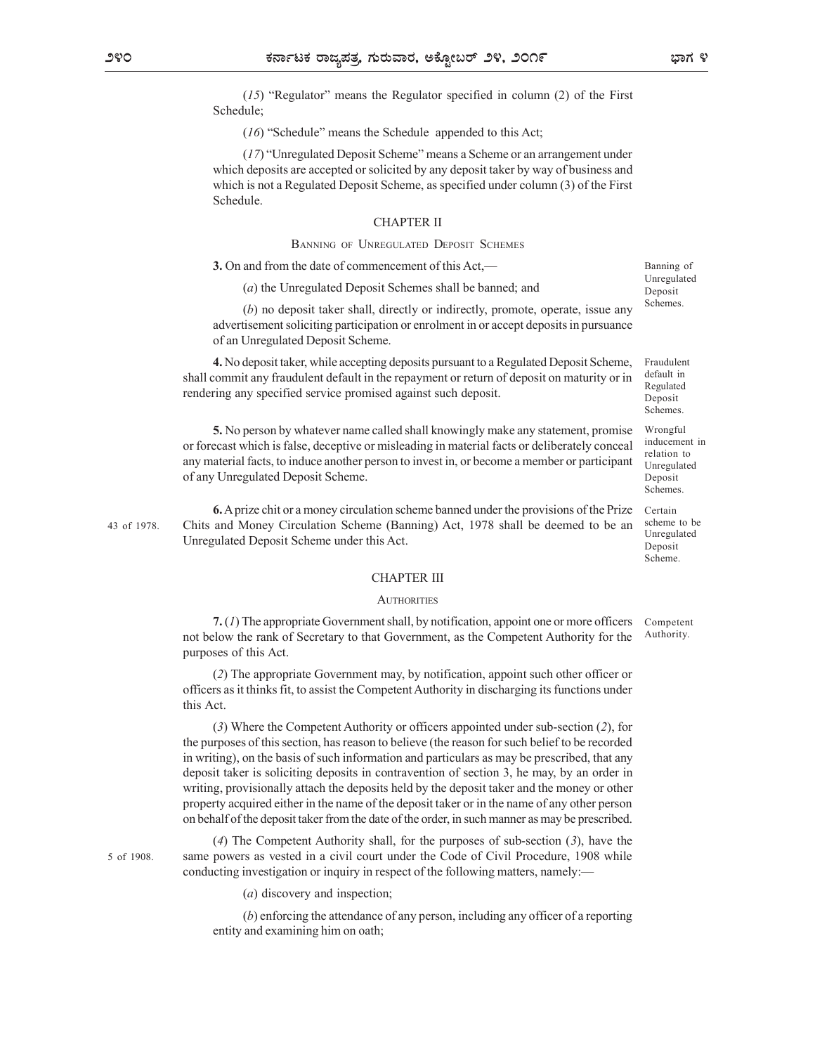(*15*) “Regulator” means the Regulator specified in column (2) of the First Schedule;

(*16*) “Schedule” means the Schedule appended to this Act;

(*17*) “Unregulated Deposit Scheme” means a Scheme or an arrangement under which deposits are accepted or solicited by any deposit taker by way of business and which is not a Regulated Deposit Scheme, as specified under column (3) of the First Schedule.

## CHAPTER II

### BANNING OF UNREGULATED DEPOSIT SCHEMES

Banning of Unregulated Deposit Schemes.

**3.** On and from the date of commencement of this Act,—

(*a*) the Unregulated Deposit Schemes shall be banned; and

(*b*) no deposit taker shall, directly or indirectly, promote, operate, issue any advertisement soliciting participation or enrolment in or accept deposits in pursuance of an Unregulated Deposit Scheme.

Fraudulent default in Regulated Deposit Schemes.

**4.** No deposit taker, while accepting deposits pursuant to a Regulated Deposit Scheme, shall commit any fraudulent default in the repayment or return of deposit on maturity or in rendering any specified service promised against such deposit.

Wrongful inducement in relation to Unregulated Deposit Schemes.

**5.** No person by whatever name called shall knowingly make any statement, promise or forecast which is false, deceptive or misleading in material facts or deliberately conceal any material facts, to induce another person to invest in, or become a member or participant of any Unregulated Deposit Scheme.

Certain scheme to be Unregulated Deposit Scheme.

43 of 1978.

**6.** A prize chit or a money circulation scheme banned under the provisions of the Prize Chits and Money Circulation Scheme (Banning) Act, 1978 shall be deemed to be an Unregulated Deposit Scheme under this Act.

## CHAPTER III

### AUTHORITIES

Competent Authority.

**7.** (*1*) The appropriate Government shall, by notification, appoint one or more officers not below the rank of Secretary to that Government, as the Competent Authority for the purposes of this Act.

(*2*) The appropriate Government may, by notification, appoint such other officer or officers as it thinks fit, to assist the Competent Authority in discharging its functions under this Act.

(*3*) Where the Competent Authority or officers appointed under sub-section (*2*), for the purposes of this section, has reason to believe (the reason for such belief to be recorded in writing), on the basis of such information and particulars as may be prescribed, that any deposit taker is soliciting deposits in contravention of section 3, he may, by an order in writing, provisionally attach the deposits held by the deposit taker and the money or other property acquired either in the name of the deposit taker or in the name of any other person on behalf of the deposit taker from the date of the order, in such manner as may be prescribed.

5 of 1908.

(*4*) The Competent Authority shall, for the purposes of sub-section (*3*), have the same powers as vested in a civil court under the Code of Civil Procedure, 1908 while conducting investigation or inquiry in respect of the following matters, namely:—

(*a*) discovery and inspection;

(*b*) enforcing the attendance of any person, including any officer of a reporting entity and examining him on oath;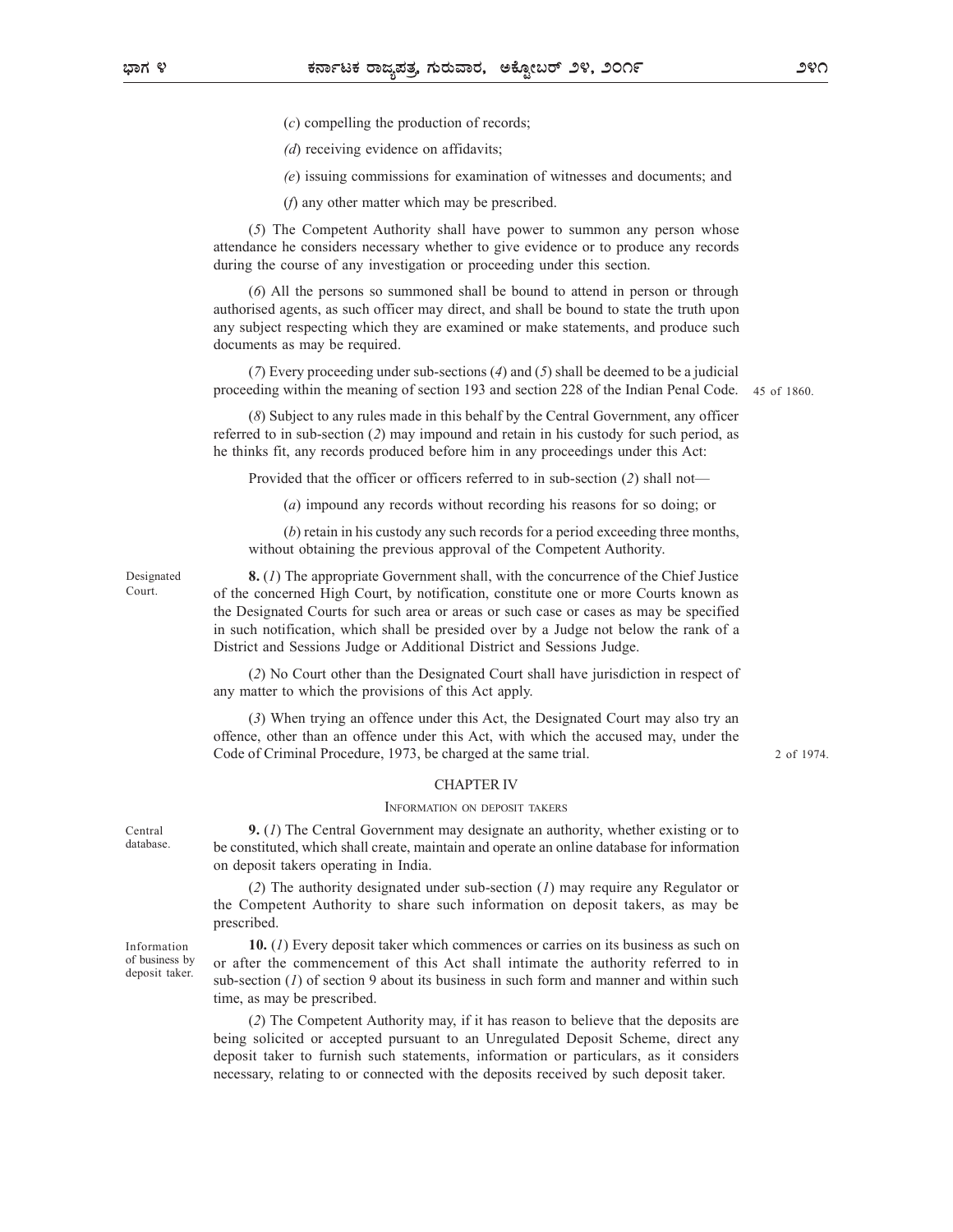(*c*) compelling the production of records;

(*d*) receiving evidence on affidavits;

(*e*) issuing commissions for examination of witnesses and documents; and

(*f*) any other matter which may be prescribed.

(*5*) The Competent Authority shall have power to summon any person whose attendance he considers necessary whether to give evidence or to produce any records during the course of any investigation or proceeding under this section.

(*6*) All the persons so summoned shall be bound to attend in person or through authorised agents, as such officer may direct, and shall be bound to state the truth upon any subject respecting which they are examined or make statements, and produce such documents as may be required.

(*7*) Every proceeding under sub-sections (*4*) and (*5*) shall be deemed to be a judicial proceeding within the meaning of section 193 and section 228 of the Indian Penal Code. 45 of 1860.

(*8*) Subject to any rules made in this behalf by the Central Government, any officer referred to in sub-section (*2*) may impound and retain in his custody for such period, as he thinks fit, any records produced before him in any proceedings under this Act:

Provided that the officer or officers referred to in sub-section (*2*) shall not—

(*a*) impound any records without recording his reasons for so doing; or

(*b*) retain in his custody any such records for a period exceeding three months, without obtaining the previous approval of the Competent Authority.

Designated Court.

**8.** (*1*) The appropriate Government shall, with the concurrence of the Chief Justice of the concerned High Court, by notification, constitute one or more Courts known as the Designated Courts for such area or areas or such case or cases as may be specified in such notification, which shall be presided over by a Judge not below the rank of a District and Sessions Judge or Additional District and Sessions Judge.

(*2*) No Court other than the Designated Court shall have jurisdiction in respect of any matter to which the provisions of this Act apply.

(*3*) When trying an offence under this Act, the Designated Court may also try an offence, other than an offence under this Act, with which the accused may, under the Code of Criminal Procedure, 1973, be charged at the same trial. 2 of 1974.

## CHAPTER IV

### INFORMATION ON DEPOSIT TAKERS

Central database.

**9.** (*1*) The Central Government may designate an authority, whether existing or to be constituted, which shall create, maintain and operate an online database for information on deposit takers operating in India.

(*2*) The authority designated under sub-section (*1*) may require any Regulator or the Competent Authority to share such information on deposit takers, as may be prescribed.

Information of business by deposit taker.

**10.** (*1*) Every deposit taker which commences or carries on its business as such on or after the commencement of this Act shall intimate the authority referred to in sub-section (*1*) of section 9 about its business in such form and manner and within such time, as may be prescribed.

(*2*) The Competent Authority may, if it has reason to believe that the deposits are being solicited or accepted pursuant to an Unregulated Deposit Scheme, direct any deposit taker to furnish such statements, information or particulars, as it considers necessary, relating to or connected with the deposits received by such deposit taker.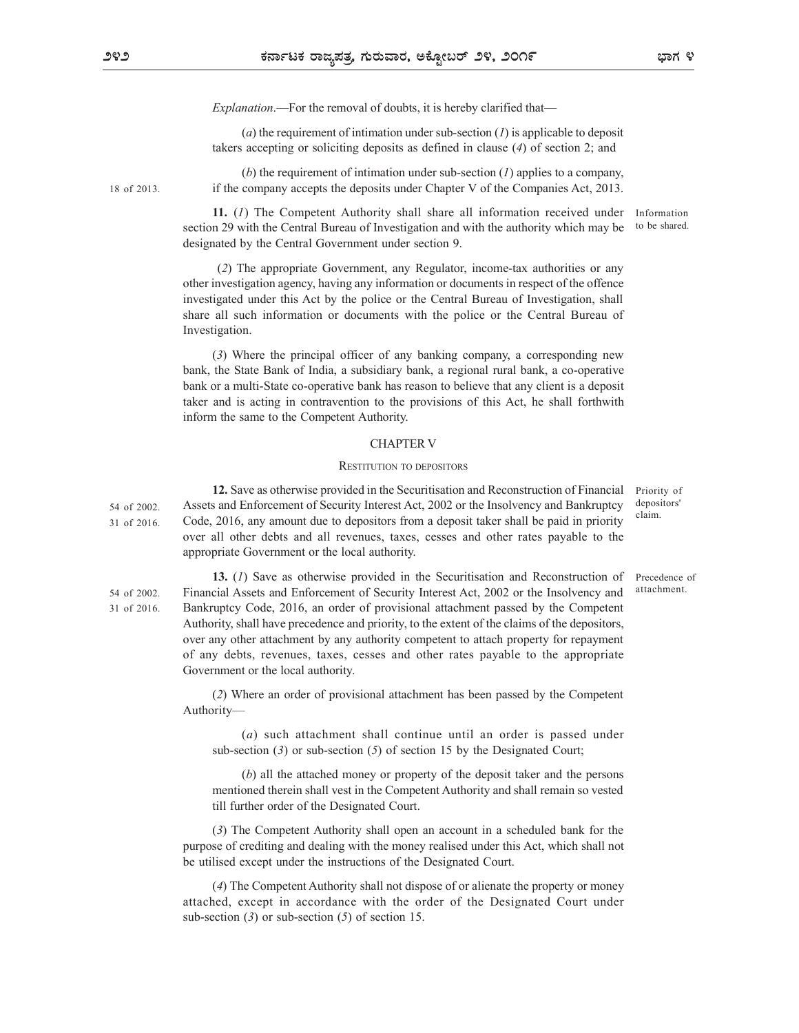*Explanation*.—For the removal of doubts, it is hereby clarified that—

(*a*) the requirement of intimation under sub-section (*1*) is applicable to deposit takers accepting or soliciting deposits as defined in clause (*4*) of section 2; and

(*b*) the requirement of intimation under sub-section (*1*) applies to a company, if the company accepts the deposits under Chapter V of the Companies Act, 2013. (18 of 2013.)

Information to be shared.

**11.** (*1*) The Competent Authority shall share all information received under section 29 with the Central Bureau of Investigation and with the authority which may be designated by the Central Government under section 9.

(*2*) The appropriate Government, any Regulator, income-tax authorities or any other investigation agency, having any information or documents in respect of the offence investigated under this Act by the police or the Central Bureau of Investigation, shall share all such information or documents with the police or the Central Bureau of Investigation.

(*3*) Where the principal officer of any banking company, a corresponding new bank, the State Bank of India, a subsidiary bank, a regional rural bank, a co-operative bank or a multi-State co-operative bank has reason to believe that any client is a deposit taker and is acting in contravention to the provisions of this Act, he shall forthwith inform the same to the Competent Authority.

## CHAPTER V

### RESTITUTION TO DEPOSITORS

Priority of depositors' claim.

**12.** Save as otherwise provided in the Securitisation and Reconstruction of Financial Assets and Enforcement of Security Interest Act, 2002 or the Insolvency and Bankruptcy Code, 2016, any amount due to depositors from a deposit taker shall be paid in priority over all other debts and all revenues, taxes, cesses and other rates payable to the appropriate Government or the local authority. (54 of 2002. 31 of 2016.)

Precedence of attachment.

**13.** (*1*) Save as otherwise provided in the Securitisation and Reconstruction of Financial Assets and Enforcement of Security Interest Act, 2002 or the Insolvency and Bankruptcy Code, 2016, an order of provisional attachment passed by the Competent Authority, shall have precedence and priority, to the extent of the claims of the depositors, over any other attachment by any authority competent to attach property for repayment of any debts, revenues, taxes, cesses and other rates payable to the appropriate Government or the local authority. (54 of 2002. 31 of 2016.)

(*2*) Where an order of provisional attachment has been passed by the Competent Authority—

(*a*) such attachment shall continue until an order is passed under sub-section (*3*) or sub-section (*5*) of section 15 by the Designated Court;

(*b*) all the attached money or property of the deposit taker and the persons mentioned therein shall vest in the Competent Authority and shall remain so vested till further order of the Designated Court.

(*3*) The Competent Authority shall open an account in a scheduled bank for the purpose of crediting and dealing with the money realised under this Act, which shall not be utilised except under the instructions of the Designated Court.

(*4*) The Competent Authority shall not dispose of or alienate the property or money attached, except in accordance with the order of the Designated Court under sub-section (*3*) or sub-section (*5*) of section 15.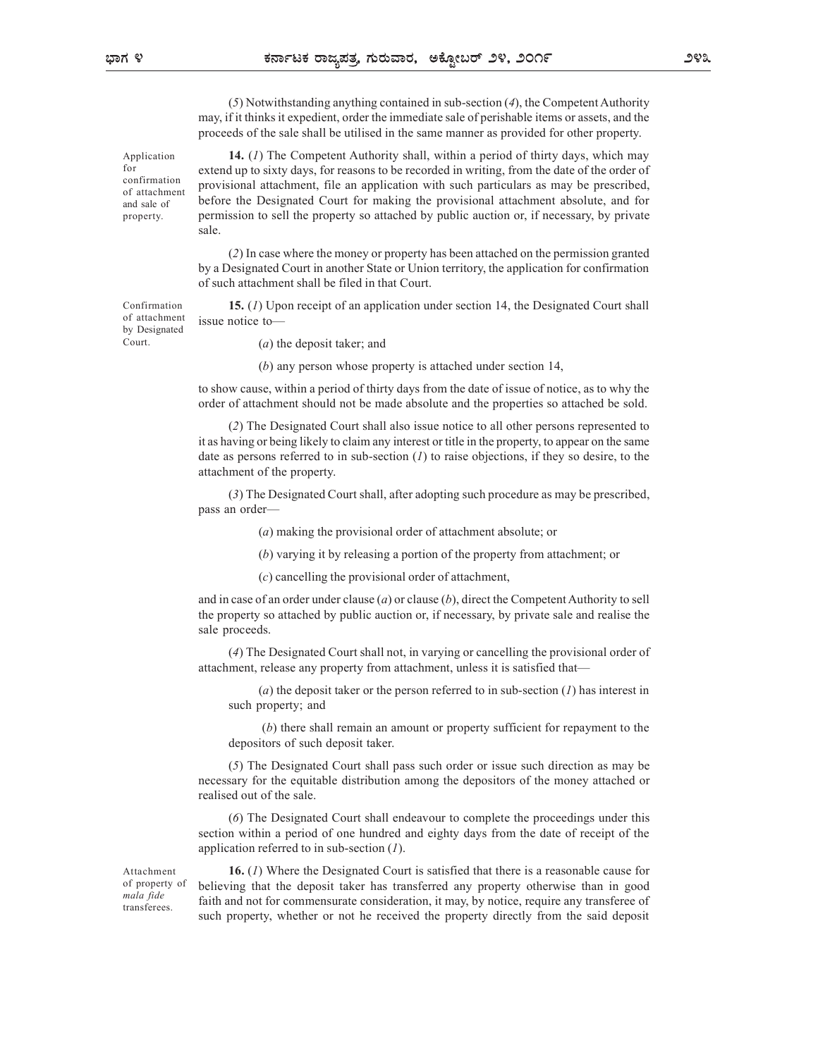(*5*) Notwithstanding anything contained in sub-section (*4*), the Competent Authority may, if it thinks it expedient, order the immediate sale of perishable items or assets, and the proceeds of the sale shall be utilised in the same manner as provided for other property.

Application for confirmation of attachment and sale of property.

**14.** (*1*) The Competent Authority shall, within a period of thirty days, which may extend up to sixty days, for reasons to be recorded in writing, from the date of the order of provisional attachment, file an application with such particulars as may be prescribed, before the Designated Court for making the provisional attachment absolute, and for permission to sell the property so attached by public auction or, if necessary, by private sale.

(*2*) In case where the money or property has been attached on the permission granted by a Designated Court in another State or Union territory, the application for confirmation of such attachment shall be filed in that Court.

Confirmation of attachment by Designated Court.

**15.** (*1*) Upon receipt of an application under section 14, the Designated Court shall issue notice to—

(*a*) the deposit taker; and

(*b*) any person whose property is attached under section 14,

to show cause, within a period of thirty days from the date of issue of notice, as to why the order of attachment should not be made absolute and the properties so attached be sold.

(*2*) The Designated Court shall also issue notice to all other persons represented to it as having or being likely to claim any interest or title in the property, to appear on the same date as persons referred to in sub-section (*1*) to raise objections, if they so desire, to the attachment of the property.

(*3*) The Designated Court shall, after adopting such procedure as may be prescribed, pass an order—

(*a*) making the provisional order of attachment absolute; or

(*b*) varying it by releasing a portion of the property from attachment; or

(*c*) cancelling the provisional order of attachment,

and in case of an order under clause (*a*) or clause (*b*), direct the Competent Authority to sell the property so attached by public auction or, if necessary, by private sale and realise the sale proceeds.

(*4*) The Designated Court shall not, in varying or cancelling the provisional order of attachment, release any property from attachment, unless it is satisfied that—

(*a*) the deposit taker or the person referred to in sub-section (*1*) has interest in such property; and

(*b*) there shall remain an amount or property sufficient for repayment to the depositors of such deposit taker.

(*5*) The Designated Court shall pass such order or issue such direction as may be necessary for the equitable distribution among the depositors of the money attached or realised out of the sale.

(*6*) The Designated Court shall endeavour to complete the proceedings under this section within a period of one hundred and eighty days from the date of receipt of the application referred to in sub-section (*1*).

Attachment of property of *mala fide* transferees.

**16.** (*1*) Where the Designated Court is satisfied that there is a reasonable cause for believing that the deposit taker has transferred any property otherwise than in good faith and not for commensurate consideration, it may, by notice, require any transferee of such property, whether or not he received the property directly from the said deposit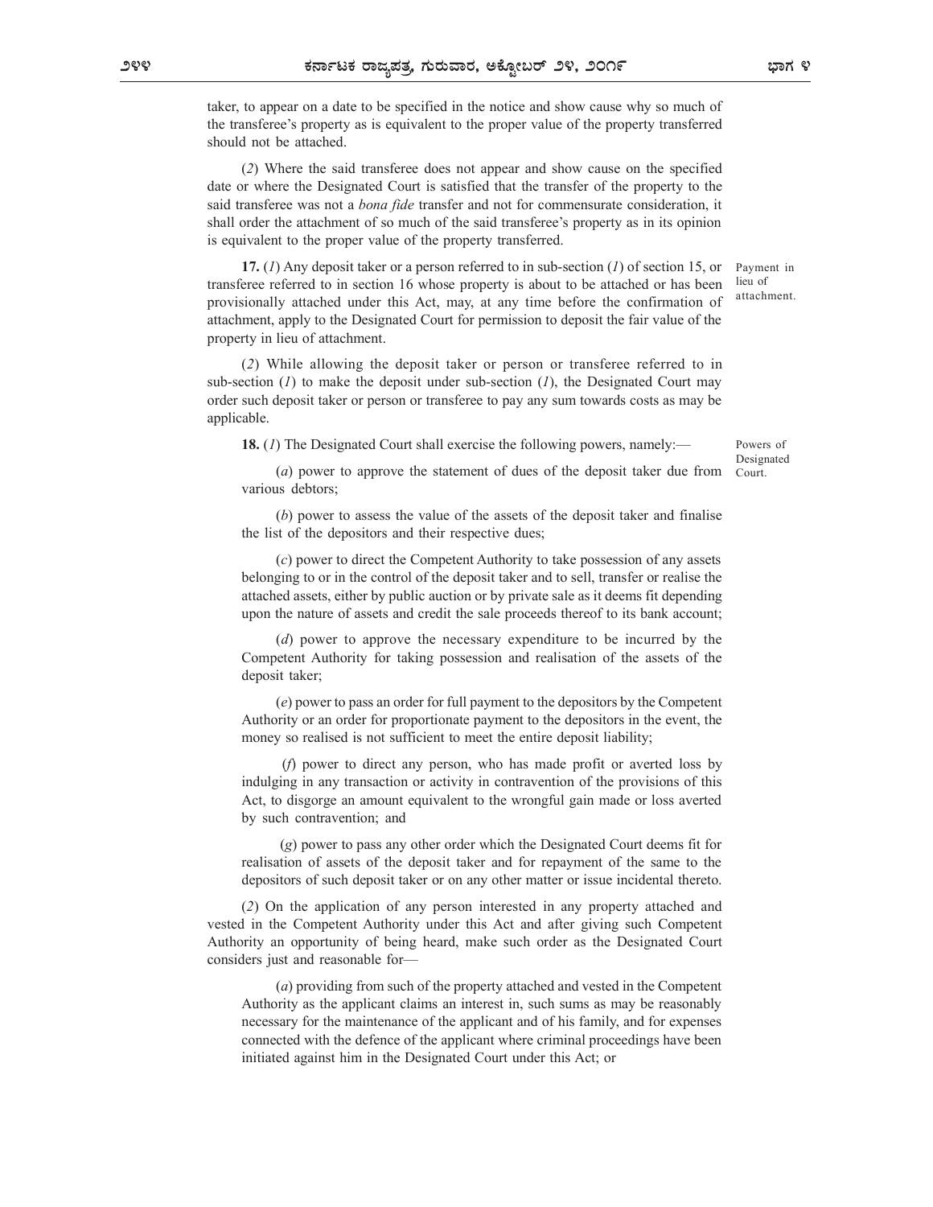taker, to appear on a date to be specified in the notice and show cause why so much of the transferee's property as is equivalent to the proper value of the property transferred should not be attached.

(*2*) Where the said transferee does not appear and show cause on the specified date or where the Designated Court is satisfied that the transfer of the property to the said transferee was not a *bona fide* transfer and not for commensurate consideration, it shall order the attachment of so much of the said transferee's property as in its opinion is equivalent to the proper value of the property transferred.

**17.** (*1*) Any deposit taker or a person referred to in sub-section (*1*) of section 15, or transferee referred to in section 16 whose property is about to be attached or has been provisionally attached under this Act, may, at any time before the confirmation of attachment, apply to the Designated Court for permission to deposit the fair value of the property in lieu of attachment.

Payment in lieu of attachment.

(*2*) While allowing the deposit taker or person or transferee referred to in sub-section (*1*) to make the deposit under sub-section (*1*), the Designated Court may order such deposit taker or person or transferee to pay any sum towards costs as may be applicable.

**18.** (*1*) The Designated Court shall exercise the following powers, namely:—

Powers of Designated Court.

(*a*) power to approve the statement of dues of the deposit taker due from various debtors;

(*b*) power to assess the value of the assets of the deposit taker and finalise the list of the depositors and their respective dues;

(*c*) power to direct the Competent Authority to take possession of any assets belonging to or in the control of the deposit taker and to sell, transfer or realise the attached assets, either by public auction or by private sale as it deems fit depending upon the nature of assets and credit the sale proceeds thereof to its bank account;

(*d*) power to approve the necessary expenditure to be incurred by the Competent Authority for taking possession and realisation of the assets of the deposit taker;

(*e*) power to pass an order for full payment to the depositors by the Competent Authority or an order for proportionate payment to the depositors in the event, the money so realised is not sufficient to meet the entire deposit liability;

(*f*) power to direct any person, who has made profit or averted loss by indulging in any transaction or activity in contravention of the provisions of this Act, to disgorge an amount equivalent to the wrongful gain made or loss averted by such contravention; and

(*g*) power to pass any other order which the Designated Court deems fit for realisation of assets of the deposit taker and for repayment of the same to the depositors of such deposit taker or on any other matter or issue incidental thereto.

(*2*) On the application of any person interested in any property attached and vested in the Competent Authority under this Act and after giving such Competent Authority an opportunity of being heard, make such order as the Designated Court considers just and reasonable for—

(*a*) providing from such of the property attached and vested in the Competent Authority as the applicant claims an interest in, such sums as may be reasonably necessary for the maintenance of the applicant and of his family, and for expenses connected with the defence of the applicant where criminal proceedings have been initiated against him in the Designated Court under this Act; or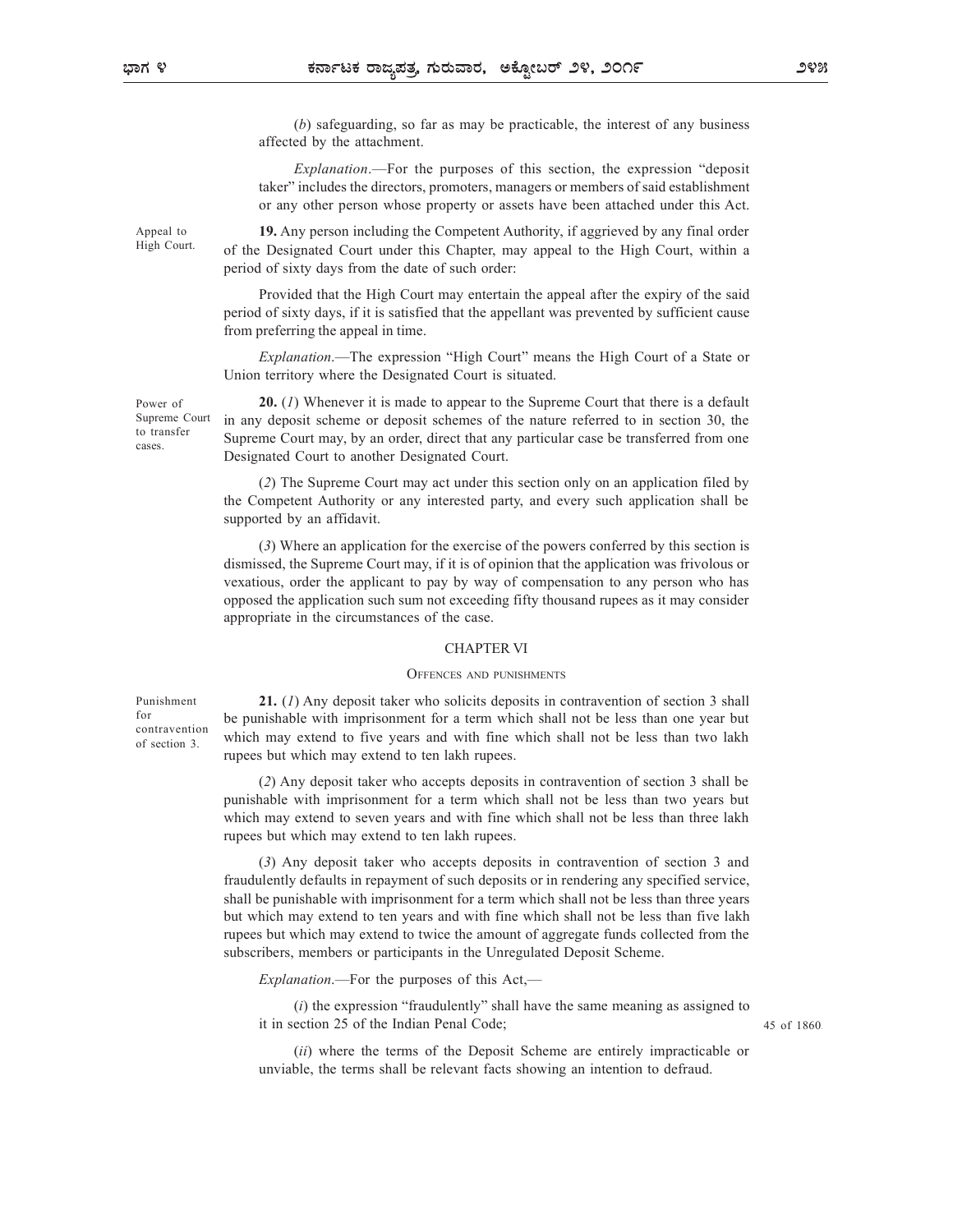(*b*) safeguarding, so far as may be practicable, the interest of any business affected by the attachment.

*Explanation*.—For the purposes of this section, the expression "deposit taker" includes the directors, promoters, managers or members of said establishment or any other person whose property or assets have been attached under this Act.

Appeal to High Court.

**19.** Any person including the Competent Authority, if aggrieved by any final order of the Designated Court under this Chapter, may appeal to the High Court, within a period of sixty days from the date of such order:

Provided that the High Court may entertain the appeal after the expiry of the said period of sixty days, if it is satisfied that the appellant was prevented by sufficient cause from preferring the appeal in time.

*Explanation*.—The expression "High Court" means the High Court of a State or Union territory where the Designated Court is situated.

Power of Supreme Court to transfer cases.

**20.** (*1*) Whenever it is made to appear to the Supreme Court that there is a default in any deposit scheme or deposit schemes of the nature referred to in section 30, the Supreme Court may, by an order, direct that any particular case be transferred from one Designated Court to another Designated Court.

(*2*) The Supreme Court may act under this section only on an application filed by the Competent Authority or any interested party, and every such application shall be supported by an affidavit.

(*3*) Where an application for the exercise of the powers conferred by this section is dismissed, the Supreme Court may, if it is of opinion that the application was frivolous or vexatious, order the applicant to pay by way of compensation to any person who has opposed the application such sum not exceeding fifty thousand rupees as it may consider appropriate in the circumstances of the case.

## CHAPTER VI

### OFFENCES AND PUNISHMENTS

Punishment for contravention of section 3.

**21.** (*1*) Any deposit taker who solicits deposits in contravention of section 3 shall be punishable with imprisonment for a term which shall not be less than one year but which may extend to five years and with fine which shall not be less than two lakh rupees but which may extend to ten lakh rupees.

(*2*) Any deposit taker who accepts deposits in contravention of section 3 shall be punishable with imprisonment for a term which shall not be less than two years but which may extend to seven years and with fine which shall not be less than three lakh rupees but which may extend to ten lakh rupees.

(*3*) Any deposit taker who accepts deposits in contravention of section 3 and fraudulently defaults in repayment of such deposits or in rendering any specified service, shall be punishable with imprisonment for a term which shall not be less than three years but which may extend to ten years and with fine which shall not be less than five lakh rupees but which may extend to twice the amount of aggregate funds collected from the subscribers, members or participants in the Unregulated Deposit Scheme.

*Explanation*.—For the purposes of this Act,—

(*i*) the expression "fraudulently" shall have the same meaning as assigned to it in section 25 of the Indian Penal Code;

45 of 1860.

(*ii*) where the terms of the Deposit Scheme are entirely impracticable or unviable, the terms shall be relevant facts showing an intention to defraud.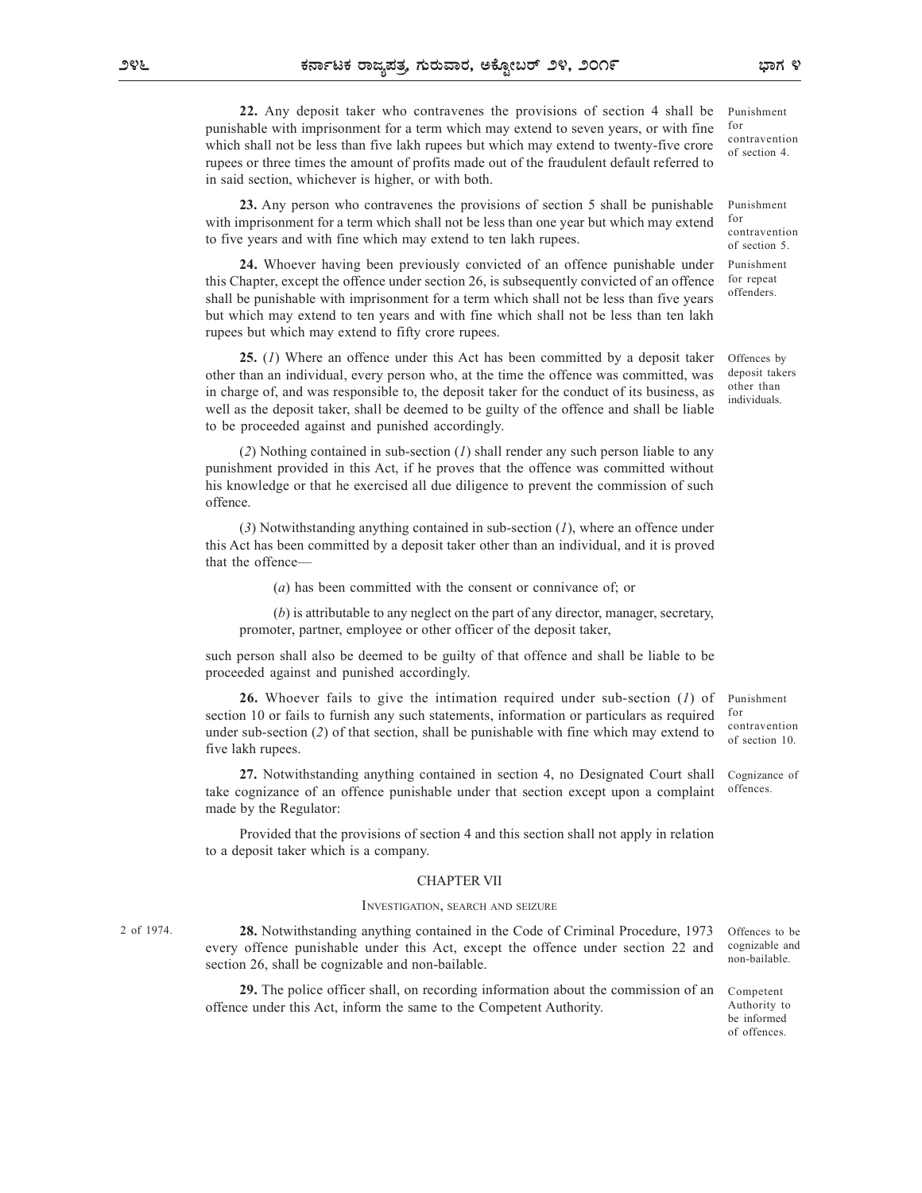**22.** Any deposit taker who contravenes the provisions of section 4 shall be punishable with imprisonment for a term which may extend to seven years, or with fine which shall not be less than five lakh rupees but which may extend to twenty-five crore rupees or three times the amount of profits made out of the fraudulent default referred to in said section, whichever is higher, or with both.

Punishment for contravention of section 4.

**23.** Any person who contravenes the provisions of section 5 shall be punishable with imprisonment for a term which shall not be less than one year but which may extend to five years and with fine which may extend to ten lakh rupees.

Punishment for contravention of section 5.

**24.** Whoever having been previously convicted of an offence punishable under this Chapter, except the offence under section 26, is subsequently convicted of an offence shall be punishable with imprisonment for a term which shall not be less than five years but which may extend to ten years and with fine which shall not be less than ten lakh rupees but which may extend to fifty crore rupees.

Punishment for repeat offenders.

**25.** (*1*) Where an offence under this Act has been committed by a deposit taker other than an individual, every person who, at the time the offence was committed, was in charge of, and was responsible to, the deposit taker for the conduct of its business, as well as the deposit taker, shall be deemed to be guilty of the offence and shall be liable to be proceeded against and punished accordingly.

Offences by deposit takers other than individuals.

(*2*) Nothing contained in sub-section (*1*) shall render any such person liable to any punishment provided in this Act, if he proves that the offence was committed without his knowledge or that he exercised all due diligence to prevent the commission of such offence.

(*3*) Notwithstanding anything contained in sub-section (*1*), where an offence under this Act has been committed by a deposit taker other than an individual, and it is proved that the offence—

(*a*) has been committed with the consent or connivance of; or

(*b*) is attributable to any neglect on the part of any director, manager, secretary, promoter, partner, employee or other officer of the deposit taker,

such person shall also be deemed to be guilty of that offence and shall be liable to be proceeded against and punished accordingly.

**26.** Whoever fails to give the intimation required under sub-section (*1*) of section 10 or fails to furnish any such statements, information or particulars as required under sub-section (*2*) of that section, shall be punishable with fine which may extend to five lakh rupees.

Punishment for contravention of section 10.

**27.** Notwithstanding anything contained in section 4, no Designated Court shall take cognizance of an offence punishable under that section except upon a complaint made by the Regulator:

Cognizance of offences.

Provided that the provisions of section 4 and this section shall not apply in relation to a deposit taker which is a company.

## CHAPTER VII

### INVESTIGATION, SEARCH AND SEIZURE

2 of 1974.

**28.** Notwithstanding anything contained in the Code of Criminal Procedure, 1973 every offence punishable under this Act, except the offence under section 22 and section 26, shall be cognizable and non-bailable.

Offences to be cognizable and non-bailable.

**29.** The police officer shall, on recording information about the commission of an offence under this Act, inform the same to the Competent Authority.

Competent Authority to be informed of offences.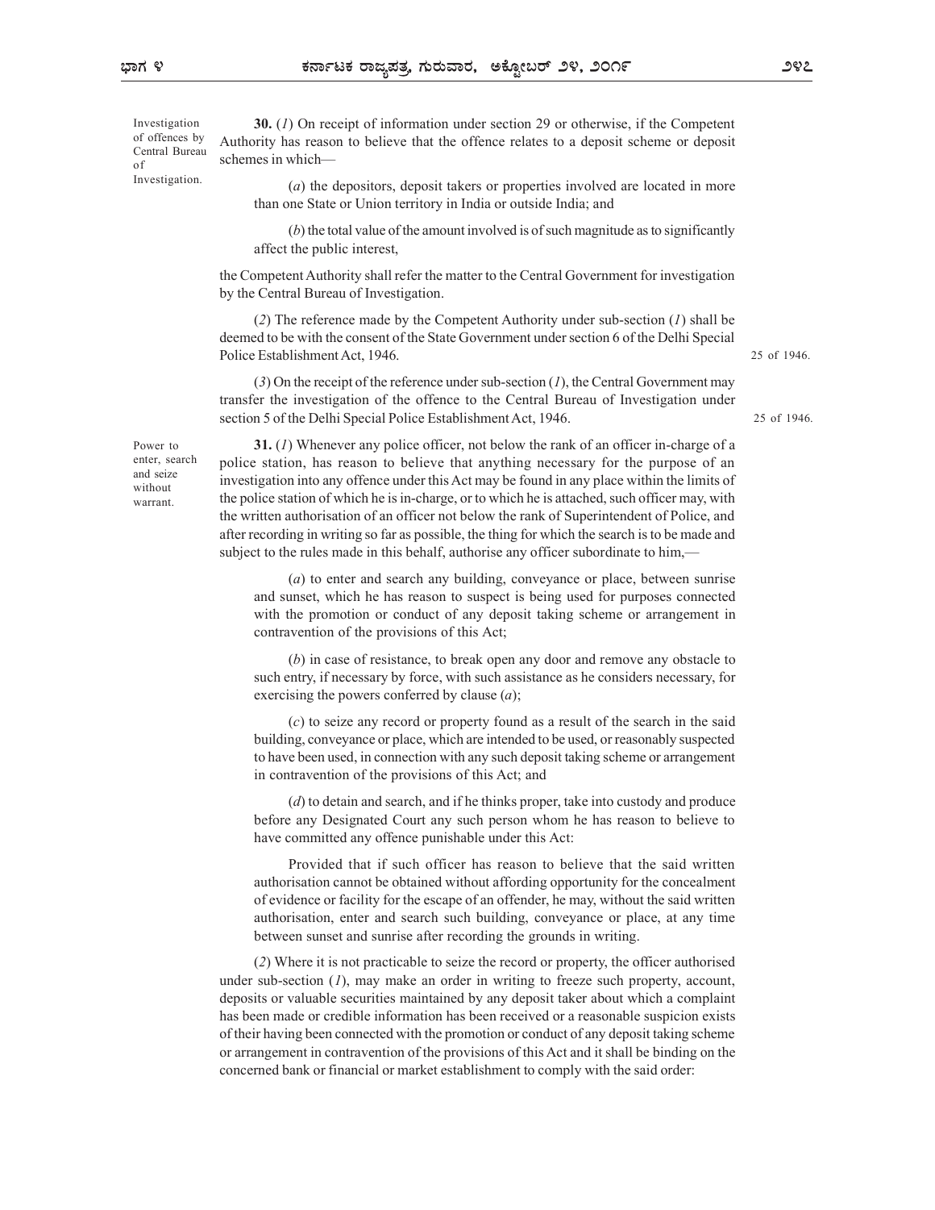**Investigation of offences by Central Bureau of Investigation.**

**30.** (*1*) On receipt of information under section 29 or otherwise, if the Competent Authority has reason to believe that the offence relates to a deposit scheme or deposit schemes in which—

(*a*) the depositors, deposit takers or properties involved are located in more than one State or Union territory in India or outside India; and

(*b*) the total value of the amount involved is of such magnitude as to significantly affect the public interest,

the Competent Authority shall refer the matter to the Central Government for investigation by the Central Bureau of Investigation.

(*2*) The reference made by the Competent Authority under sub-section (*1*) shall be deemed to be with the consent of the State Government under section 6 of the Delhi Special Police Establishment Act, 1946. *25 of 1946.*

(*3*) On the receipt of the reference under sub-section (*1*), the Central Government may transfer the investigation of the offence to the Central Bureau of Investigation under section 5 of the Delhi Special Police Establishment Act, 1946. *25 of 1946.*

**Power to enter, search and seize without warrant.**

**31.** (*1*) Whenever any police officer, not below the rank of an officer in-charge of a police station, has reason to believe that anything necessary for the purpose of an investigation into any offence under this Act may be found in any place within the limits of the police station of which he is in-charge, or to which he is attached, such officer may, with the written authorisation of an officer not below the rank of Superintendent of Police, and after recording in writing so far as possible, the thing for which the search is to be made and subject to the rules made in this behalf, authorise any officer subordinate to him,—

(*a*) to enter and search any building, conveyance or place, between sunrise and sunset, which he has reason to suspect is being used for purposes connected with the promotion or conduct of any deposit taking scheme or arrangement in contravention of the provisions of this Act;

(*b*) in case of resistance, to break open any door and remove any obstacle to such entry, if necessary by force, with such assistance as he considers necessary, for exercising the powers conferred by clause (*a*);

(*c*) to seize any record or property found as a result of the search in the said building, conveyance or place, which are intended to be used, or reasonably suspected to have been used, in connection with any such deposit taking scheme or arrangement in contravention of the provisions of this Act; and

(*d*) to detain and search, and if he thinks proper, take into custody and produce before any Designated Court any such person whom he has reason to believe to have committed any offence punishable under this Act:

Provided that if such officer has reason to believe that the said written authorisation cannot be obtained without affording opportunity for the concealment of evidence or facility for the escape of an offender, he may, without the said written authorisation, enter and search such building, conveyance or place, at any time between sunset and sunrise after recording the grounds in writing.

(*2*) Where it is not practicable to seize the record or property, the officer authorised under sub-section (*1*), may make an order in writing to freeze such property, account, deposits or valuable securities maintained by any deposit taker about which a complaint has been made or credible information has been received or a reasonable suspicion exists of their having been connected with the promotion or conduct of any deposit taking scheme or arrangement in contravention of the provisions of this Act and it shall be binding on the concerned bank or financial or market establishment to comply with the said order: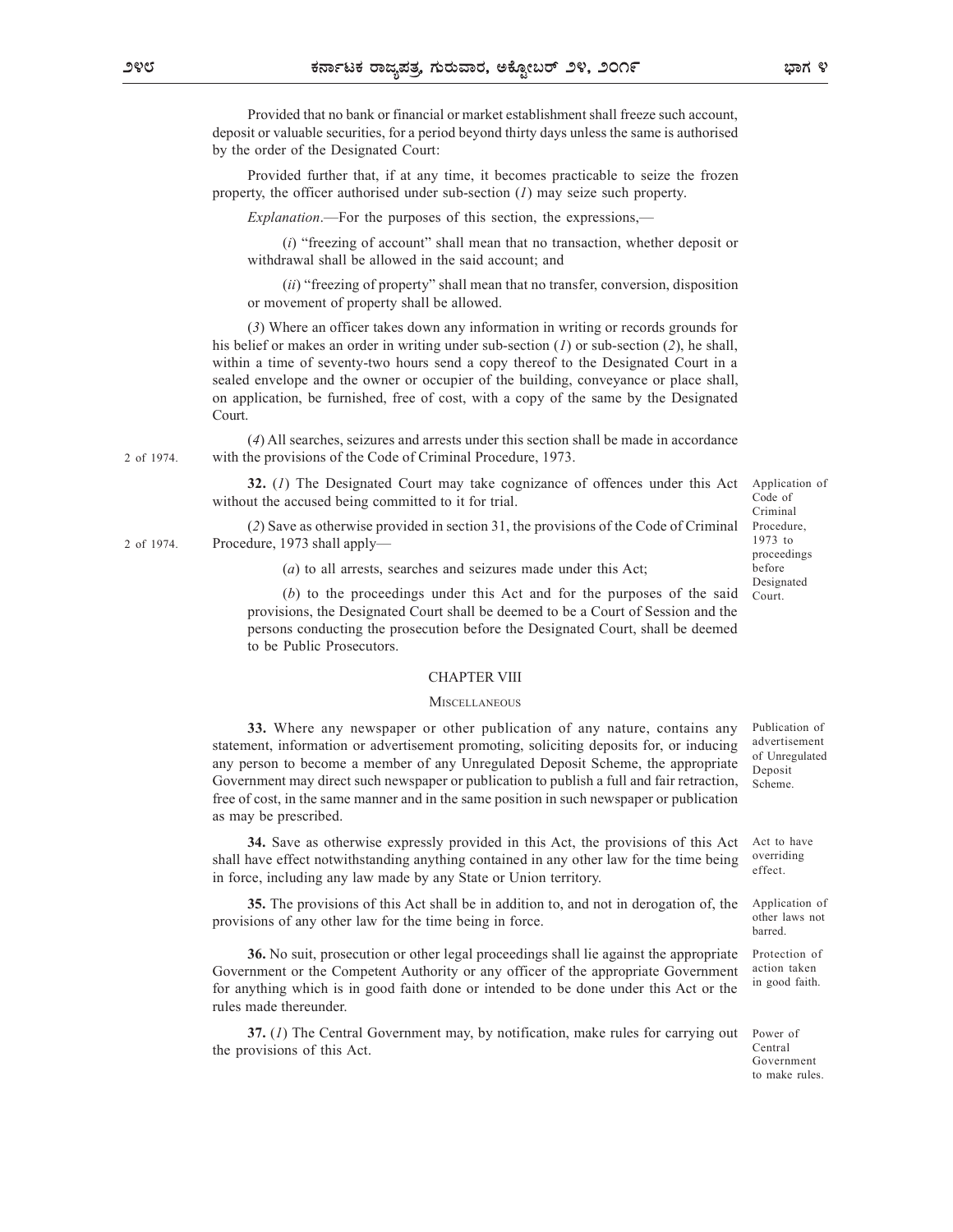Provided that no bank or financial or market establishment shall freeze such account, deposit or valuable securities, for a period beyond thirty days unless the same is authorised by the order of the Designated Court:

Provided further that, if at any time, it becomes practicable to seize the frozen property, the officer authorised under sub-section (*1*) may seize such property.

*Explanation*.—For the purposes of this section, the expressions,—

(*i*) "freezing of account" shall mean that no transaction, whether deposit or withdrawal shall be allowed in the said account; and

(*ii*) "freezing of property" shall mean that no transfer, conversion, disposition or movement of property shall be allowed.

(*3*) Where an officer takes down any information in writing or records grounds for his belief or makes an order in writing under sub-section (*1*) or sub-section (*2*), he shall, within a time of seventy-two hours send a copy thereof to the Designated Court in a sealed envelope and the owner or occupier of the building, conveyance or place shall, on application, be furnished, free of cost, with a copy of the same by the Designated Court.

(*4*) All searches, seizures and arrests under this section shall be made in accordance with the provisions of the Code of Criminal Procedure, 1973. (2 of 1974.)

**Application of Code of Criminal Procedure, 1973 to proceedings before Designated Court.**

**32.** (*1*) The Designated Court may take cognizance of offences under this Act without the accused being committed to it for trial.

(*2*) Save as otherwise provided in section 31, the provisions of the Code of Criminal Procedure, 1973 (2 of 1974.) shall apply—

(*a*) to all arrests, searches and seizures made under this Act;

(*b*) to the proceedings under this Act and for the purposes of the said provisions, the Designated Court shall be deemed to be a Court of Session and the persons conducting the prosecution before the Designated Court, shall be deemed to be Public Prosecutors.

## CHAPTER VIII

### MISCELLANEOUS

**Publication of advertisement of Unregulated Deposit Scheme.**

**33.** Where any newspaper or other publication of any nature, contains any statement, information or advertisement promoting, soliciting deposits for, or inducing any person to become a member of any Unregulated Deposit Scheme, the appropriate Government may direct such newspaper or publication to publish a full and fair retraction, free of cost, in the same manner and in the same position in such newspaper or publication as may be prescribed.

**Act to have overriding effect.**

**34.** Save as otherwise expressly provided in this Act, the provisions of this Act shall have effect notwithstanding anything contained in any other law for the time being in force, including any law made by any State or Union territory.

**Application of other laws not barred.**

**35.** The provisions of this Act shall be in addition to, and not in derogation of, the provisions of any other law for the time being in force.

**Protection of action taken in good faith.**

**36.** No suit, prosecution or other legal proceedings shall lie against the appropriate Government or the Competent Authority or any officer of the appropriate Government for anything which is in good faith done or intended to be done under this Act or the rules made thereunder.

**Power of Central Government to make rules.**

**37.** (*1*) The Central Government may, by notification, make rules for carrying out the provisions of this Act.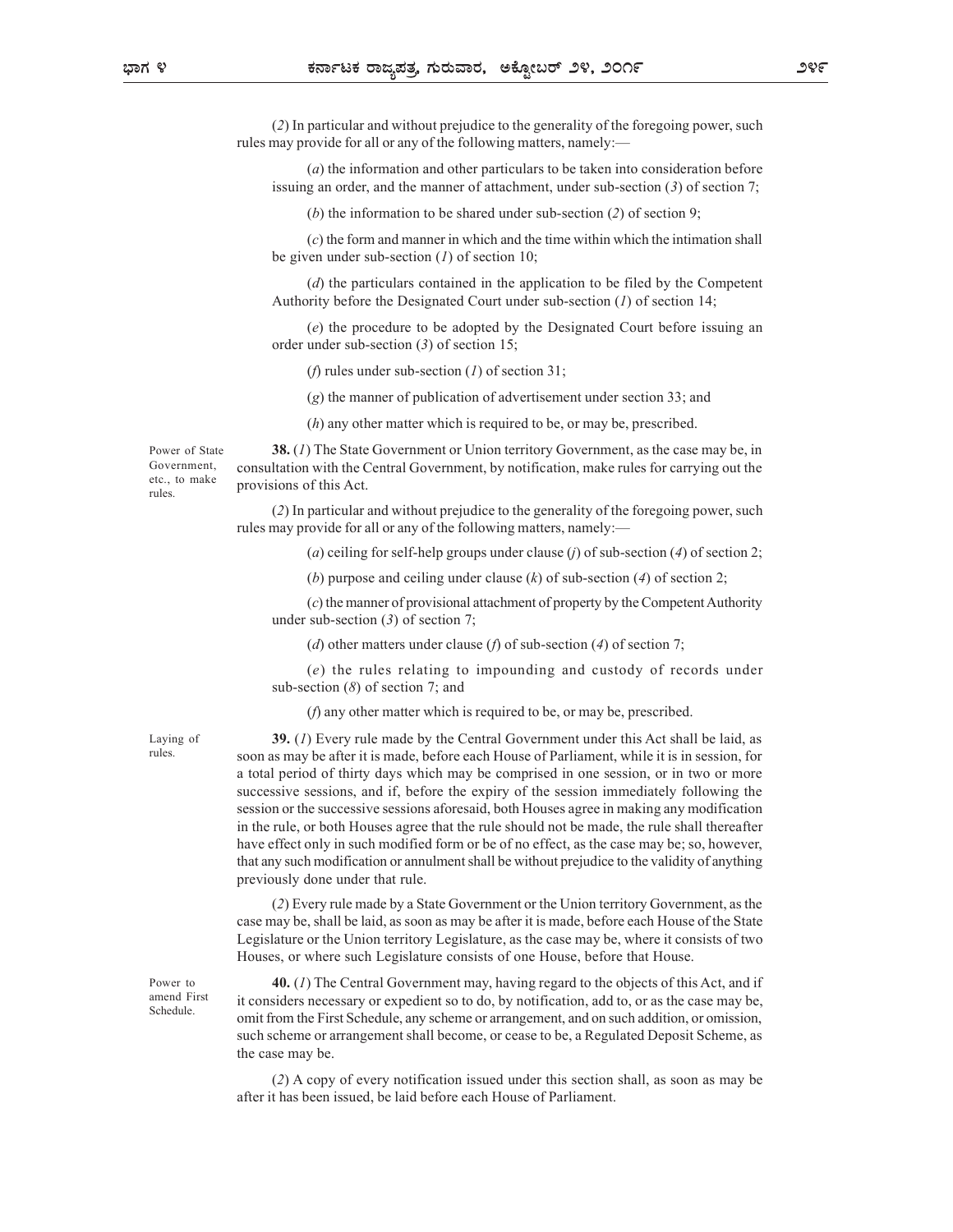(*2*) In particular and without prejudice to the generality of the foregoing power, such rules may provide for all or any of the following matters, namely:—

(*a*) the information and other particulars to be taken into consideration before issuing an order, and the manner of attachment, under sub-section (*3*) of section 7;

(*b*) the information to be shared under sub-section (*2*) of section 9;

(*c*) the form and manner in which and the time within which the intimation shall be given under sub-section (*1*) of section 10;

(*d*) the particulars contained in the application to be filed by the Competent Authority before the Designated Court under sub-section (*1*) of section 14;

(*e*) the procedure to be adopted by the Designated Court before issuing an order under sub-section (*3*) of section 15;

(*f*) rules under sub-section (*1*) of section 31;

(*g*) the manner of publication of advertisement under section 33; and

(*h*) any other matter which is required to be, or may be, prescribed.

Power of State Government, etc., to make rules.

**38.** (*1*) The State Government or Union territory Government, as the case may be, in consultation with the Central Government, by notification, make rules for carrying out the provisions of this Act.

(*2*) In particular and without prejudice to the generality of the foregoing power, such rules may provide for all or any of the following matters, namely:—

(*a*) ceiling for self-help groups under clause (*j*) of sub-section (*4*) of section 2;

(*b*) purpose and ceiling under clause (*k*) of sub-section (*4*) of section 2;

(*c*) the manner of provisional attachment of property by the Competent Authority under sub-section (*3*) of section 7;

(*d*) other matters under clause (*f*) of sub-section (*4*) of section 7;

(*e*) the rules relating to impounding and custody of records under sub-section (*8*) of section 7; and

(*f*) any other matter which is required to be, or may be, prescribed.

Laying of rules.

**39.** (*1*) Every rule made by the Central Government under this Act shall be laid, as soon as may be after it is made, before each House of Parliament, while it is in session, for a total period of thirty days which may be comprised in one session, or in two or more successive sessions, and if, before the expiry of the session immediately following the session or the successive sessions aforesaid, both Houses agree in making any modification in the rule, or both Houses agree that the rule should not be made, the rule shall thereafter have effect only in such modified form or be of no effect, as the case may be; so, however, that any such modification or annulment shall be without prejudice to the validity of anything previously done under that rule.

(*2*) Every rule made by a State Government or the Union territory Government, as the case may be, shall be laid, as soon as may be after it is made, before each House of the State Legislature or the Union territory Legislature, as the case may be, where it consists of two Houses, or where such Legislature consists of one House, before that House.

Power to amend First Schedule.

**40.** (*1*) The Central Government may, having regard to the objects of this Act, and if it considers necessary or expedient so to do, by notification, add to, or as the case may be, omit from the First Schedule, any scheme or arrangement, and on such addition, or omission, such scheme or arrangement shall become, or cease to be, a Regulated Deposit Scheme, as the case may be.

(*2*) A copy of every notification issued under this section shall, as soon as may be after it has been issued, be laid before each House of Parliament.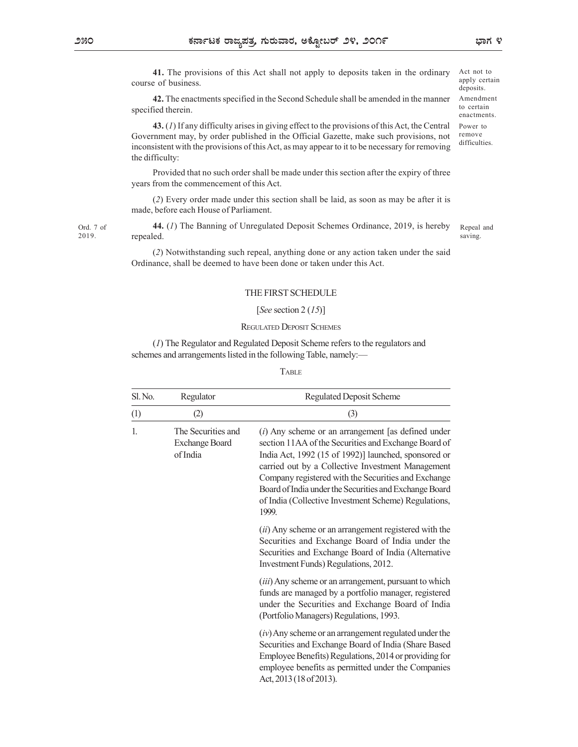**41.** The provisions of this Act shall not apply to deposits taken in the ordinary course of business.

Act not to apply certain deposits.

**42.** The enactments specified in the Second Schedule shall be amended in the manner specified therein.

Amendment to certain enactments.

**43.** (*1*) If any difficulty arises in giving effect to the provisions of this Act, the Central Government may, by order published in the Official Gazette, make such provisions, not inconsistent with the provisions of this Act, as may appear to it to be necessary for removing the difficulty:

Power to remove difficulties.

Provided that no such order shall be made under this section after the expiry of three years from the commencement of this Act.

(*2*) Every order made under this section shall be laid, as soon as may be after it is made, before each House of Parliament.

Ord. 7 of 2019.

**44.** (*1*) The Banning of Unregulated Deposit Schemes Ordinance, 2019, is hereby repealed.

Repeal and saving.

(*2*) Notwithstanding such repeal, anything done or any action taken under the said Ordinance, shall be deemed to have been done or taken under this Act.

## THE FIRST SCHEDULE

[*See* section 2 (*15*)]

REGULATED DEPOSIT SCHEMES

(*1*) The Regulator and Regulated Deposit Scheme refers to the regulators and schemes and arrangements listed in the following Table, namely:—

TABLE

| Sl. No. | Regulator | Regulated Deposit Scheme |
|---|---|---|
| (1) | (2) | (3) |
| 1. | The Securities and Exchange Board of India | (*i*) Any scheme or an arrangement [as defined under section 11AA of the Securities and Exchange Board of India Act, 1992 (15 of 1992)] launched, sponsored or carried out by a Collective Investment Management Company registered with the Securities and Exchange Board of India under the Securities and Exchange Board of India (Collective Investment Scheme) Regulations, 1999. |
| | | (*ii*) Any scheme or an arrangement registered with the Securities and Exchange Board of India under the Securities and Exchange Board of India (Alternative Investment Funds) Regulations, 2012. |
| | | (*iii*) Any scheme or an arrangement, pursuant to which funds are managed by a portfolio manager, registered under the Securities and Exchange Board of India (Portfolio Managers) Regulations, 1993. |
| | | (*iv*) Any scheme or an arrangement regulated under the Securities and Exchange Board of India (Share Based Employee Benefits) Regulations, 2014 or providing for employee benefits as permitted under the Companies Act, 2013 (18 of 2013). |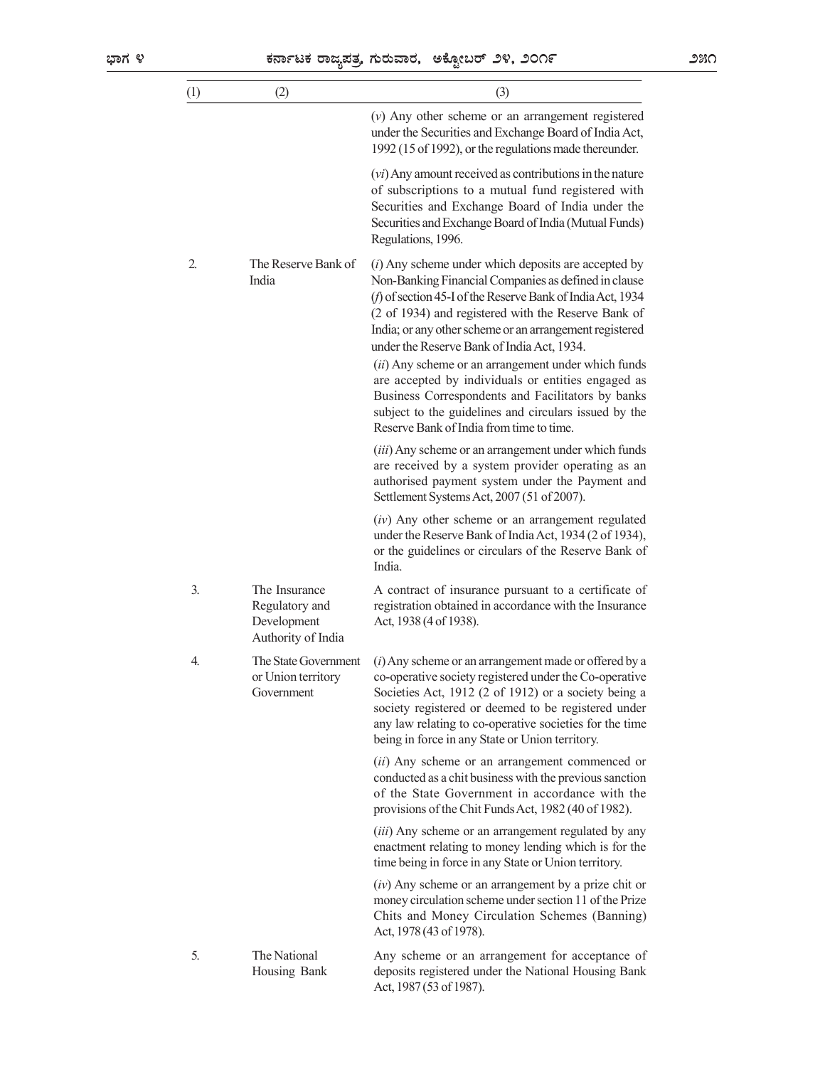| (1) | (2) | (3) |
|---|---|---|
| | | (*v*) Any other scheme or an arrangement registered under the Securities and Exchange Board of India Act, 1992 (15 of 1992), or the regulations made thereunder. |
| | | (*vi*) Any amount received as contributions in the nature of subscriptions to a mutual fund registered with Securities and Exchange Board of India under the Securities and Exchange Board of India (Mutual Funds) Regulations, 1996. |
| 2. | The Reserve Bank of India | (*i*) Any scheme under which deposits are accepted by Non-Banking Financial Companies as defined in clause (*f*) of section 45-I of the Reserve Bank of India Act, 1934 (2 of 1934) and registered with the Reserve Bank of India; or any other scheme or an arrangement registered under the Reserve Bank of India Act, 1934. |
| | | (*ii*) Any scheme or an arrangement under which funds are accepted by individuals or entities engaged as Business Correspondents and Facilitators by banks subject to the guidelines and circulars issued by the Reserve Bank of India from time to time. |
| | | (*iii*) Any scheme or an arrangement under which funds are received by a system provider operating as an authorised payment system under the Payment and Settlement Systems Act, 2007 (51 of 2007). |
| | | (*iv*) Any other scheme or an arrangement regulated under the Reserve Bank of India Act, 1934 (2 of 1934), or the guidelines or circulars of the Reserve Bank of India. |
| 3. | The Insurance Regulatory and Development Authority of India | A contract of insurance pursuant to a certificate of registration obtained in accordance with the Insurance Act, 1938 (4 of 1938). |
| 4. | The State Government or Union territory Government | (*i*) Any scheme or an arrangement made or offered by a co-operative society registered under the Co-operative Societies Act, 1912 (2 of 1912) or a society being a society registered or deemed to be registered under any law relating to co-operative societies for the time being in force in any State or Union territory. |
| | | (*ii*) Any scheme or an arrangement commenced or conducted as a chit business with the previous sanction of the State Government in accordance with the provisions of the Chit Funds Act, 1982 (40 of 1982). |
| | | (*iii*) Any scheme or an arrangement regulated by any enactment relating to money lending which is for the time being in force in any State or Union territory. |
| | | (*iv*) Any scheme or an arrangement by a prize chit or money circulation scheme under section 11 of the Prize Chits and Money Circulation Schemes (Banning) Act, 1978 (43 of 1978). |
| 5. | The National Housing Bank | Any scheme or an arrangement for acceptance of deposits registered under the National Housing Bank Act, 1987 (53 of 1987). |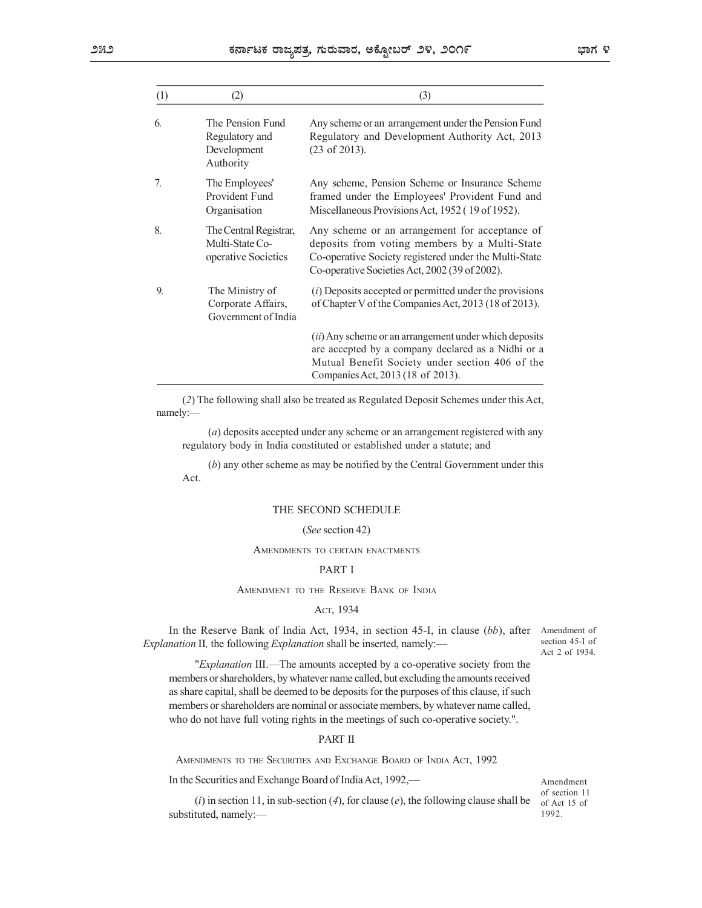| (1) | (2) | (3) |
|---|---|---|
| 6. | The Pension Fund Regulatory and Development Authority | Any scheme or an arrangement under the Pension Fund Regulatory and Development Authority Act, 2013 (23 of 2013). |
| 7. | The Employees' Provident Fund Organisation | Any scheme, Pension Scheme or Insurance Scheme framed under the Employees' Provident Fund and Miscellaneous Provisions Act, 1952 ( 19 of 1952). |
| 8. | The Central Registrar, Multi-State Co-operative Societies | Any scheme or an arrangement for acceptance of deposits from voting members by a Multi-State Co-operative Society registered under the Multi-State Co-operative Societies Act, 2002 (39 of 2002). |
| 9. | The Ministry of Corporate Affairs, Government of India | (*i*) Deposits accepted or permitted under the provisions of Chapter V of the Companies Act, 2013 (18 of 2013). |
| | | (*ii*) Any scheme or an arrangement under which deposits are accepted by a company declared as a Nidhi or a Mutual Benefit Society under section 406 of the Companies Act, 2013 (18 of 2013). |

(*2*) The following shall also be treated as Regulated Deposit Schemes under this Act, namely:—

(*a*) deposits accepted under any scheme or an arrangement registered with any regulatory body in India constituted or established under a statute; and

(*b*) any other scheme as may be notified by the Central Government under this Act.

## THE SECOND SCHEDULE

(*See* section 42)

AMENDMENTS TO CERTAIN ENACTMENTS

### PART I

AMENDMENT TO THE RESERVE BANK OF INDIA ACT, 1934

Amendment of section 45-I of Act 2 of 1934.

In the Reserve Bank of India Act, 1934, in section 45-I, in clause (*bb*), after *Explanation* II*,* the following *Explanation* shall be inserted, namely:—

"*Explanation* III.—The amounts accepted by a co-operative society from the members or shareholders, by whatever name called, but excluding the amounts received as share capital, shall be deemed to be deposits for the purposes of this clause, if such members or shareholders are nominal or associate members, by whatever name called, who do not have full voting rights in the meetings of such co-operative society.".

### PART II

AMENDMENTS TO THE SECURITIES AND EXCHANGE BOARD OF INDIA ACT, 1992

In the Securities and Exchange Board of India Act, 1992,—

Amendment of section 11 of Act 15 of 1992.

(*i*) in section 11, in sub-section (*4*), for clause (*e*), the following clause shall be substituted, namely:—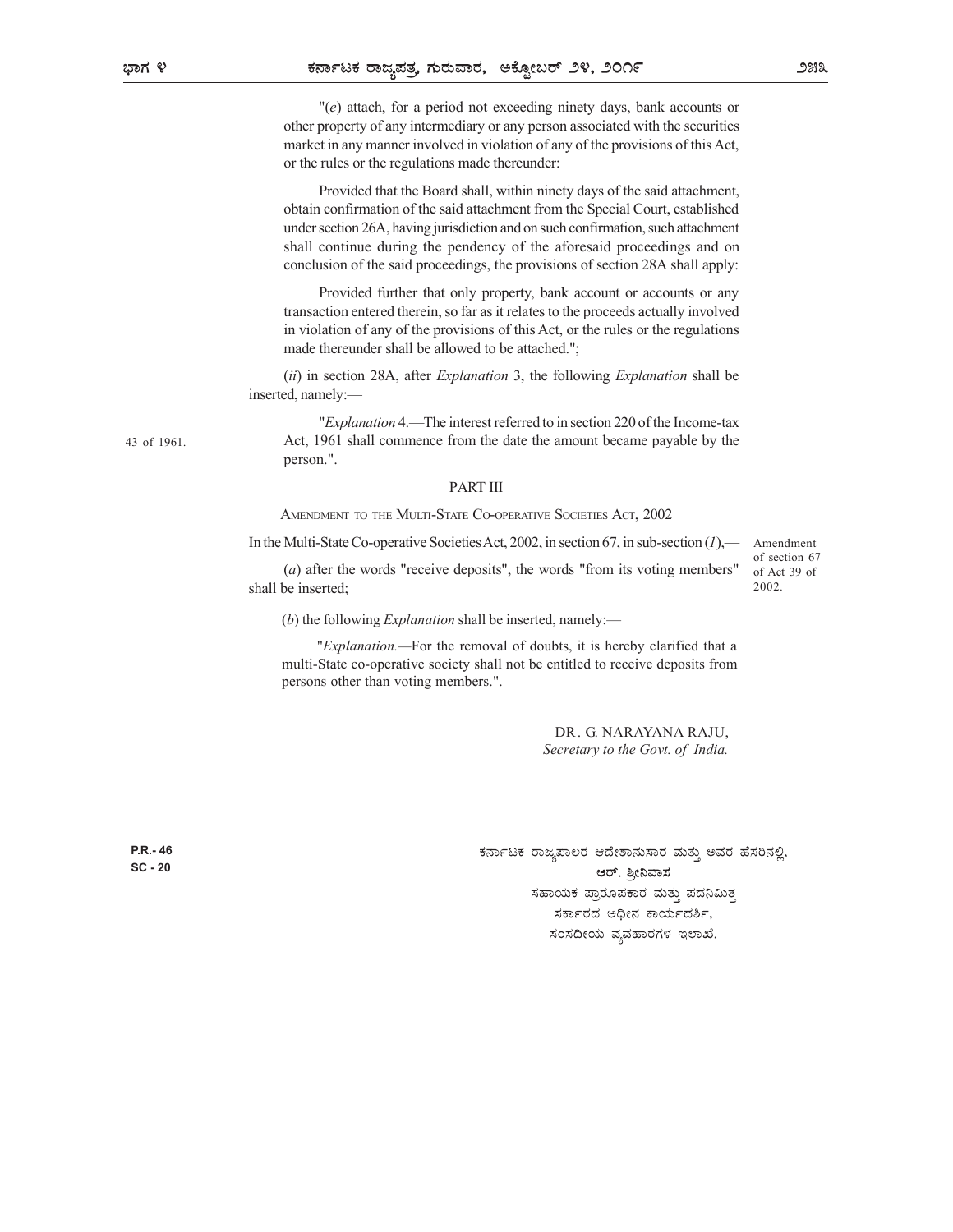"(*e*) attach, for a period not exceeding ninety days, bank accounts or other property of any intermediary or any person associated with the securities market in any manner involved in violation of any of the provisions of this Act, or the rules or the regulations made thereunder:

Provided that the Board shall, within ninety days of the said attachment, obtain confirmation of the said attachment from the Special Court, established under section 26A, having jurisdiction and on such confirmation, such attachment shall continue during the pendency of the aforesaid proceedings and on conclusion of the said proceedings, the provisions of section 28A shall apply:

Provided further that only property, bank account or accounts or any transaction entered therein, so far as it relates to the proceeds actually involved in violation of any of the provisions of this Act, or the rules or the regulations made thereunder shall be allowed to be attached.";

(*ii*) in section 28A, after *Explanation* 3, the following *Explanation* shall be inserted, namely:—

43 of 1961.

"*Explanation* 4.—The interest referred to in section 220 of the Income-tax Act, 1961 shall commence from the date the amount became payable by the person.".

## PART III

AMENDMENT TO THE MULTI-STATE CO-OPERATIVE SOCIETIES ACT, 2002

Amendment of section 67 of Act 39 of 2002.

In the Multi-State Co-operative Societies Act, 2002, in section 67, in sub-section (*1*),—

(*a*) after the words "receive deposits", the words "from its voting members" shall be inserted;

(*b*) the following *Explanation* shall be inserted, namely:—

"*Explanation.*—For the removal of doubts, it is hereby clarified that a multi-State co-operative society shall not be entitled to receive deposits from persons other than voting members.".

DR. G. NARAYANA RAJU,
*Secretary to the Govt. of India.*

P.R.- 46
SC - 20

ಕರ್ನಾಟಕ ರಾಜ್ಯಪಾಲರ ಆದೇಶಾನುಸಾರ ಮತ್ತು ಅವರ ಹೆಸರಿನಲ್ಲಿ,

**ಆರ್. ಶ್ರೀನಿವಾಸ**

ಸಹಾಯಕ ಪ್ರಾರೂಪಕಾರ ಮತ್ತು ಪದನಿಮಿತ್ತ
ಸರ್ಕಾರದ ಅಧೀನ ಕಾರ್ಯದರ್ಶಿ,
ಸಂಸದೀಯ ವ್ಯವಹಾರಗಳ ಇಲಾಖೆ.